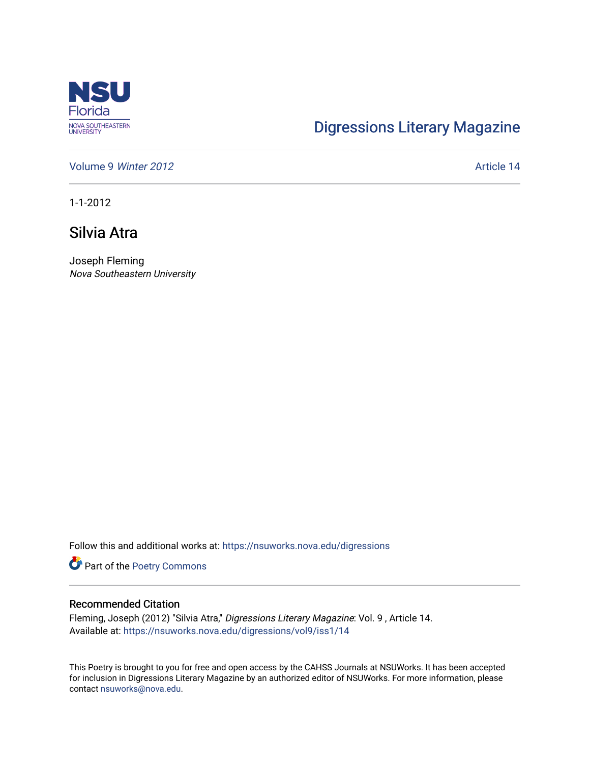NSU Florida
NOVA SOUTHEASTERN UNIVERSITY

# Digressions Literary Magazine

Volume 9 *Winter 2012* | Article 14

1-1-2012

## Silvia Atra

Joseph Fleming
*Nova Southeastern University*

Follow this and additional works at: https://nsuworks.nova.edu/digressions

Part of the Poetry Commons

### Recommended Citation

Fleming, Joseph (2012) "Silvia Atra," *Digressions Literary Magazine*: Vol. 9 , Article 14.
Available at: https://nsuworks.nova.edu/digressions/vol9/iss1/14

This Poetry is brought to you for free and open access by the CAHSS Journals at NSUWorks. It has been accepted for inclusion in Digressions Literary Magazine by an authorized editor of NSUWorks. For more information, please contact nsuworks@nova.edu.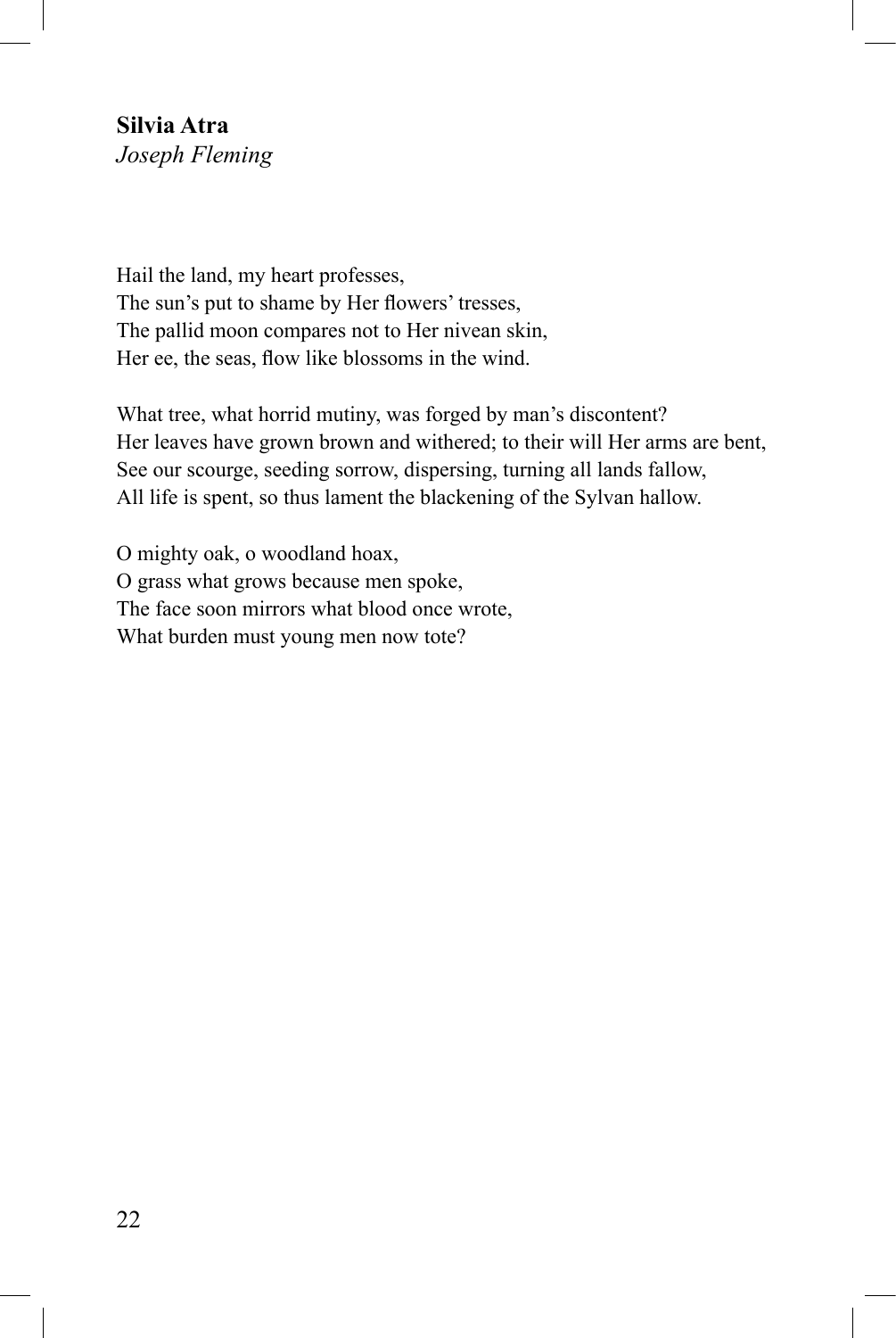**Silvia Atra**
*Joseph Fleming*

Hail the land, my heart professes,
The sun's put to shame by Her flowers' tresses,
The pallid moon compares not to Her nivean skin,
Her ee, the seas, flow like blossoms in the wind.

What tree, what horrid mutiny, was forged by man's discontent?
Her leaves have grown brown and withered; to their will Her arms are bent,
See our scourge, seeding sorrow, dispersing, turning all lands fallow,
All life is spent, so thus lament the blackening of the Sylvan hallow.

O mighty oak, o woodland hoax,
O grass what grows because men spoke,
The face soon mirrors what blood once wrote,
What burden must young men now tote?